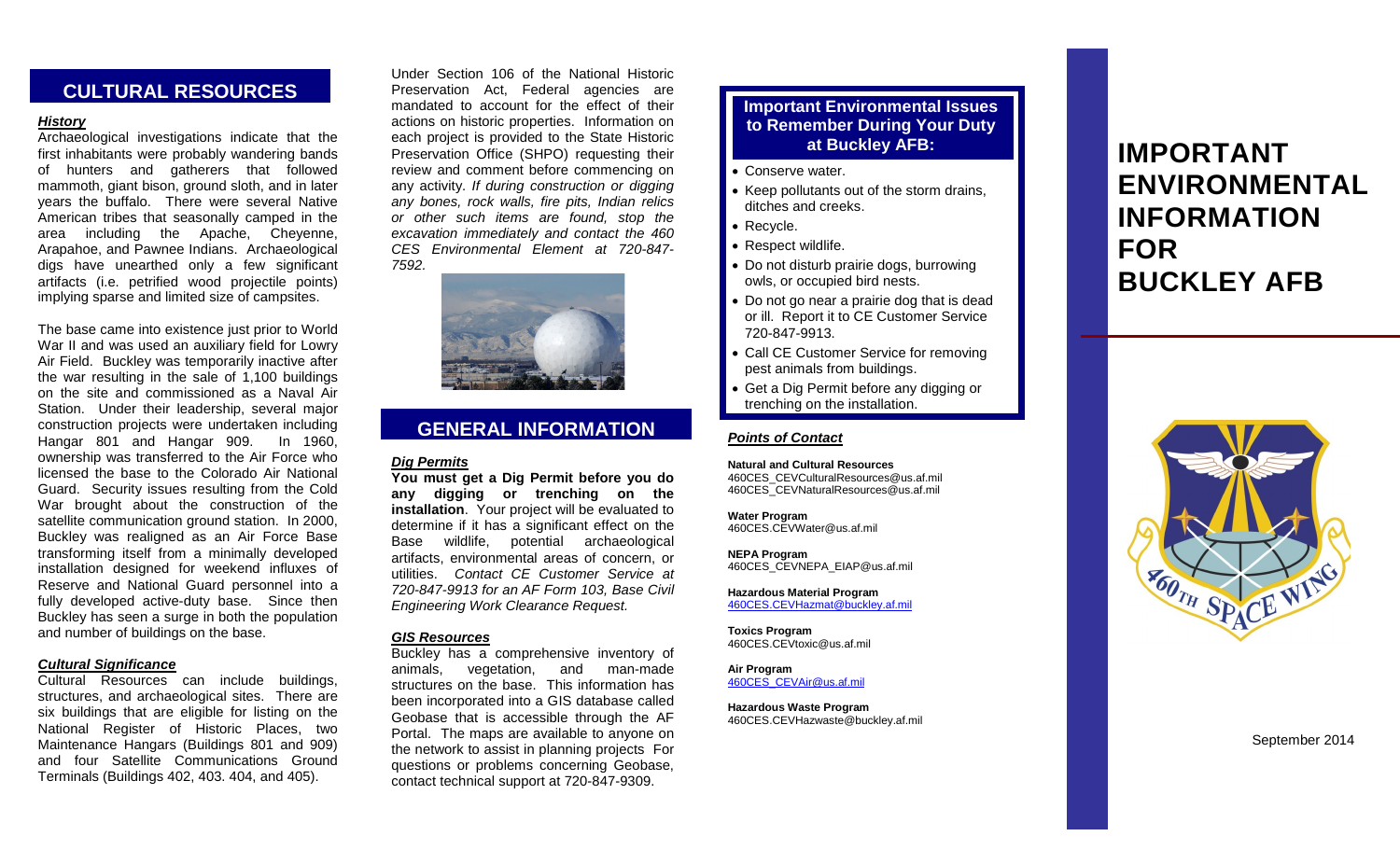## CULTURAL RESOURCES

***History***

Archaeological investigations indicate that the first inhabitants were probably wandering bands of hunters and gatherers that followed mammoth, giant bison, ground sloth, and in later years the buffalo. There were several Native American tribes that seasonally camped in the area including the Apache, Cheyenne, Arapahoe, and Pawnee Indians. Archaeological digs have unearthed only a few significant artifacts (i.e. petrified wood projectile points) implying sparse and limited size of campsites.

The base came into existence just prior to World War II and was used an auxiliary field for Lowry Air Field. Buckley was temporarily inactive after the war resulting in the sale of 1,100 buildings on the site and commissioned as a Naval Air Station. Under their leadership, several major construction projects were undertaken including Hangar 801 and Hangar 909. In 1960, ownership was transferred to the Air Force who licensed the base to the Colorado Air National Guard. Security issues resulting from the Cold War brought about the construction of the satellite communication ground station. In 2000, Buckley was realigned as an Air Force Base transforming itself from a minimally developed installation designed for weekend influxes of Reserve and National Guard personnel into a fully developed active-duty base. Since then Buckley has seen a surge in both the population and number of buildings on the base.

***Cultural Significance***

Cultural Resources can include buildings, structures, and archaeological sites. There are six buildings that are eligible for listing on the National Register of Historic Places, two Maintenance Hangars (Buildings 801 and 909) and four Satellite Communications Ground Terminals (Buildings 402, 403. 404, and 405).

Under Section 106 of the National Historic Preservation Act, Federal agencies are mandated to account for the effect of their actions on historic properties. Information on each project is provided to the State Historic Preservation Office (SHPO) requesting their review and comment before commencing on any activity. *If during construction or digging any bones, rock walls, fire pits, Indian relics or other such items are found, stop the excavation immediately and contact the 460 CES Environmental Element at 720-847-7592.*

## GENERAL INFORMATION

***Dig Permits***

**You must get a Dig Permit before you do any digging or trenching on the installation**. Your project will be evaluated to determine if it has a significant effect on the Base wildlife, potential archaeological artifacts, environmental areas of concern, or utilities. *Contact CE Customer Service at 720-847-9913 for an AF Form 103, Base Civil Engineering Work Clearance Request.*

***GIS Resources***

Buckley has a comprehensive inventory of animals, vegetation, and man-made structures on the base. This information has been incorporated into a GIS database called Geobase that is accessible through the AF Portal. The maps are available to anyone on the network to assist in planning projects For questions or problems concerning Geobase, contact technical support at 720-847-9309.

### Important Environmental Issues to Remember During Your Duty at Buckley AFB:

- Conserve water.
- Keep pollutants out of the storm drains, ditches and creeks.
- Recycle.
- Respect wildlife.
- Do not disturb prairie dogs, burrowing owls, or occupied bird nests.
- Do not go near a prairie dog that is dead or ill. Report it to CE Customer Service 720-847-9913.
- Call CE Customer Service for removing pest animals from buildings.
- Get a Dig Permit before any digging or trenching on the installation.

***Points of Contact***

**Natural and Cultural Resources**
460CES_CEVCulturalResources@us.af.mil
460CES_CEVNaturalResources@us.af.mil

**Water Program**
460CES.CEVWater@us.af.mil

**NEPA Program**
460CES_CEVNEPA_EIAP@us.af.mil

**Hazardous Material Program**
460CES.CEVHazmat@buckley.af.mil

**Toxics Program**
460CES.CEVtoxic@us.af.mil

**Air Program**
460CES_CEVAir@us.af.mil

**Hazardous Waste Program**
460CES.CEVHazwaste@buckley.af.mil

# IMPORTANT ENVIRONMENTAL INFORMATION FOR BUCKLEY AFB

September 2014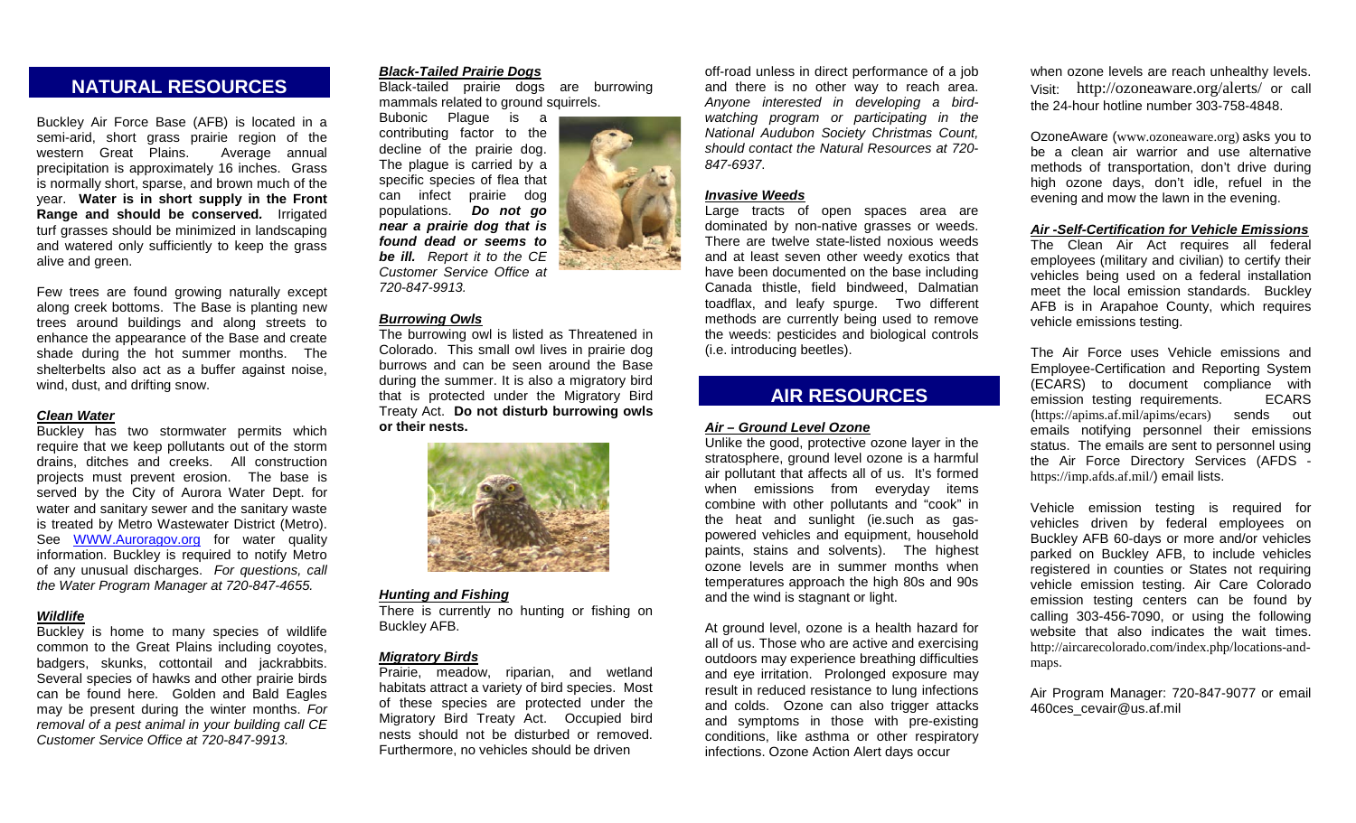## NATURAL RESOURCES

Buckley Air Force Base (AFB) is located in a semi-arid, short grass prairie region of the western Great Plains. Average annual precipitation is approximately 16 inches. Grass is normally short, sparse, and brown much of the year. **Water is in short supply in the Front Range and should be conserved.** Irrigated turf grasses should be minimized in landscaping and watered only sufficiently to keep the grass alive and green.

Few trees are found growing naturally except along creek bottoms. The Base is planting new trees around buildings and along streets to enhance the appearance of the Base and create shade during the hot summer months. The shelterbelts also act as a buffer against noise, wind, dust, and drifting snow.

### ***Clean Water***

Buckley has two stormwater permits which require that we keep pollutants out of the storm drains, ditches and creeks. All construction projects must prevent erosion. The base is served by the City of Aurora Water Dept. for water and sanitary sewer and the sanitary waste is treated by Metro Wastewater District (Metro). See WWW.Auroragov.org for water quality information. Buckley is required to notify Metro of any unusual discharges. *For questions, call the Water Program Manager at 720-847-4655.*

### ***Wildlife***

Buckley is home to many species of wildlife common to the Great Plains including coyotes, badgers, skunks, cottontail and jackrabbits. Several species of hawks and other prairie birds can be found here. Golden and Bald Eagles may be present during the winter months. *For removal of a pest animal in your building call CE Customer Service Office at 720-847-9913.*

### ***Black-Tailed Prairie Dogs***

Black-tailed prairie dogs are burrowing mammals related to ground squirrels. Bubonic Plague is a contributing factor to the decline of the prairie dog. The plague is carried by a specific species of flea that can infect prairie dog populations. ***Do not go near a prairie dog that is found dead or seems to be ill.*** *Report it to the CE Customer Service Office at 720-847-9913.*

### ***Burrowing Owls***

The burrowing owl is listed as Threatened in Colorado. This small owl lives in prairie dog burrows and can be seen around the Base during the summer. It is also a migratory bird that is protected under the Migratory Bird Treaty Act. **Do not disturb burrowing owls or their nests.**

### ***Hunting and Fishing***

There is currently no hunting or fishing on Buckley AFB.

### ***Migratory Birds***

Prairie, meadow, riparian, and wetland habitats attract a variety of bird species. Most of these species are protected under the Migratory Bird Treaty Act. Occupied bird nests should not be disturbed or removed. Furthermore, no vehicles should be driven off-road unless in direct performance of a job and there is no other way to reach area. *Anyone interested in developing a bird-watching program or participating in the National Audubon Society Christmas Count, should contact the Natural Resources at 720-847-6937.*

### ***Invasive Weeds***

Large tracts of open spaces area are dominated by non-native grasses or weeds. There are twelve state-listed noxious weeds and at least seven other weedy exotics that have been documented on the base including Canada thistle, field bindweed, Dalmatian toadflax, and leafy spurge. Two different methods are currently being used to remove the weeds: pesticides and biological controls (i.e. introducing beetles).

## AIR RESOURCES

### ***Air – Ground Level Ozone***

Unlike the good, protective ozone layer in the stratosphere, ground level ozone is a harmful air pollutant that affects all of us. It's formed when emissions from everyday items combine with other pollutants and "cook" in the heat and sunlight (ie.such as gas-powered vehicles and equipment, household paints, stains and solvents). The highest ozone levels are in summer months when temperatures approach the high 80s and 90s and the wind is stagnant or light.

At ground level, ozone is a health hazard for all of us. Those who are active and exercising outdoors may experience breathing difficulties and eye irritation. Prolonged exposure may result in reduced resistance to lung infections and colds. Ozone can also trigger attacks and symptoms in those with pre-existing conditions, like asthma or other respiratory infections. Ozone Action Alert days occur when ozone levels are reach unhealthy levels. Visit: http://ozoneaware.org/alerts/ or call the 24-hour hotline number 303-758-4848.

OzoneAware (www.ozoneaware.org) asks you to be a clean air warrior and use alternative methods of transportation, don't drive during high ozone days, don't idle, refuel in the evening and mow the lawn in the evening.

### ***Air -Self-Certification for Vehicle Emissions***

The Clean Air Act requires all federal employees (military and civilian) to certify their vehicles being used on a federal installation meet the local emission standards. Buckley AFB is in Arapahoe County, which requires vehicle emissions testing.

The Air Force uses Vehicle emissions and Employee-Certification and Reporting System (ECARS) to document compliance with emission testing requirements. ECARS (https://apims.af.mil/apims/ecars) sends out emails notifying personnel their emissions status. The emails are sent to personnel using the Air Force Directory Services (AFDS - https://imp.afds.af.mil/) email lists.

Vehicle emission testing is required for vehicles driven by federal employees on Buckley AFB 60-days or more and/or vehicles parked on Buckley AFB, to include vehicles registered in counties or States not requiring vehicle emission testing. Air Care Colorado emission testing centers can be found by calling 303-456-7090, or using the following website that also indicates the wait times. http://aircarecolorado.com/index.php/locations-and-maps.

Air Program Manager: 720-847-9077 or email 460ces_cevair@us.af.mil